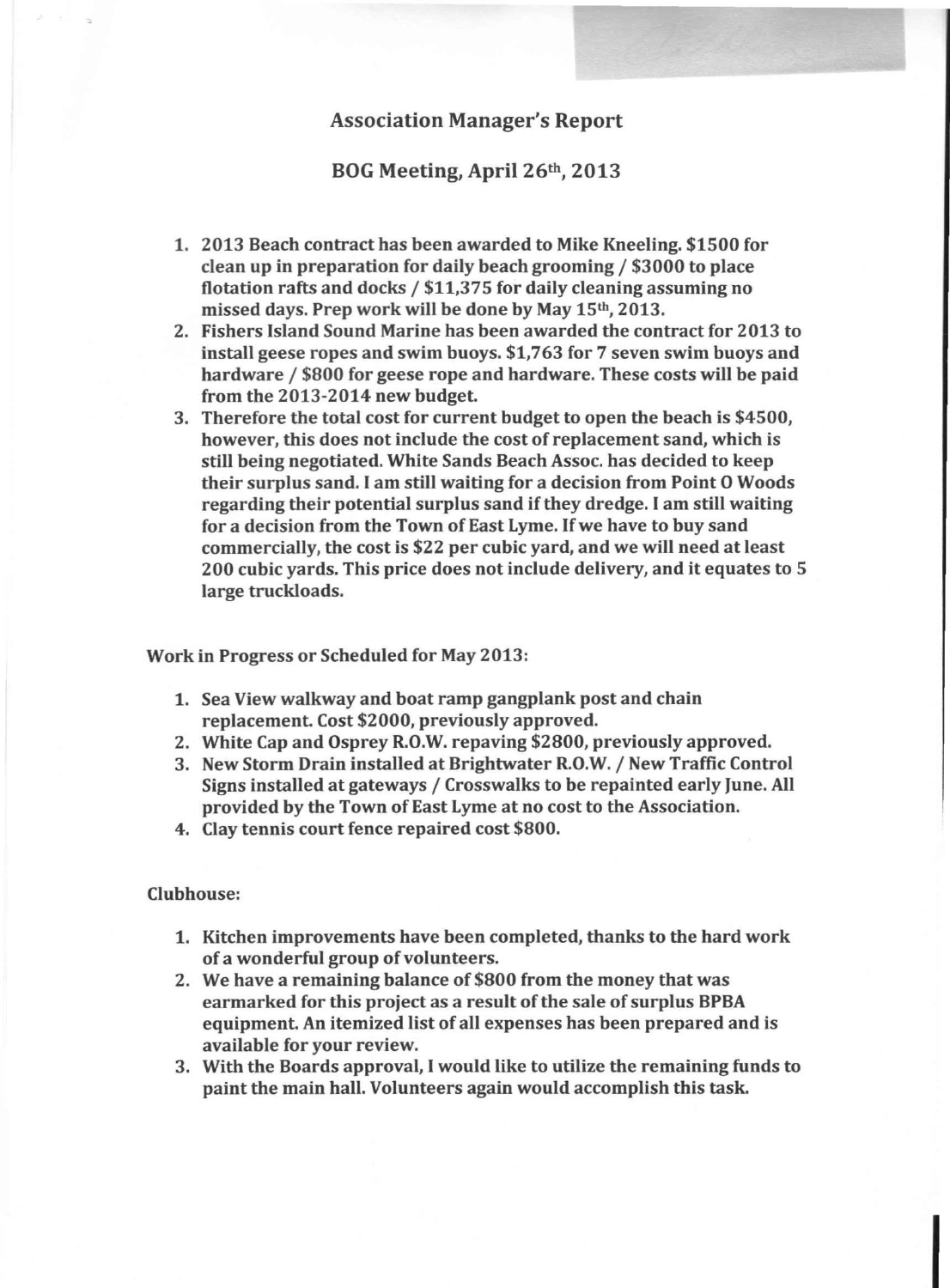# Association Manager's Report

## BOG Meeting, April 26th, 2013

1. 2013 Beach contract has been awarded to Mike Kneeling. $1500 for clean up in preparation for daily beach grooming / $3000 to place flotation rafts and docks / $11,375 for daily cleaning assuming no missed days. Prep work will be done by May 15th, 2013.
2. Fishers Island Sound Marine has been awarded the contract for 2013 to install geese ropes and swim buoys. $1,763 for 7 seven swim buoys and hardware / $800 for geese rope and hardware. These costs will be paid from the 2013-2014 new budget.
3. Therefore the total cost for current budget to open the beach is $4500, however, this does not include the cost of replacement sand, which is still being negotiated. White Sands Beach Assoc. has decided to keep their surplus sand. I am still waiting for a decision from Point O Woods regarding their potential surplus sand if they dredge. I am still waiting for a decision from the Town of East Lyme. If we have to buy sand commercially, the cost is $22 per cubic yard, and we will need at least 200 cubic yards. This price does not include delivery, and it equates to 5 large truckloads.

**Work in Progress or Scheduled for May 2013:**

1. Sea View walkway and boat ramp gangplank post and chain replacement. Cost $2000, previously approved.
2. White Cap and Osprey R.O.W. repaving $2800, previously approved.
3. New Storm Drain installed at Brightwater R.O.W. / New Traffic Control Signs installed at gateways / Crosswalks to be repainted early June. All provided by the Town of East Lyme at no cost to the Association.
4. Clay tennis court fence repaired cost $800.

**Clubhouse:**

1. Kitchen improvements have been completed, thanks to the hard work of a wonderful group of volunteers.
2. We have a remaining balance of $800 from the money that was earmarked for this project as a result of the sale of surplus BPBA equipment. An itemized list of all expenses has been prepared and is available for your review.
3. With the Boards approval, I would like to utilize the remaining funds to paint the main hall. Volunteers again would accomplish this task.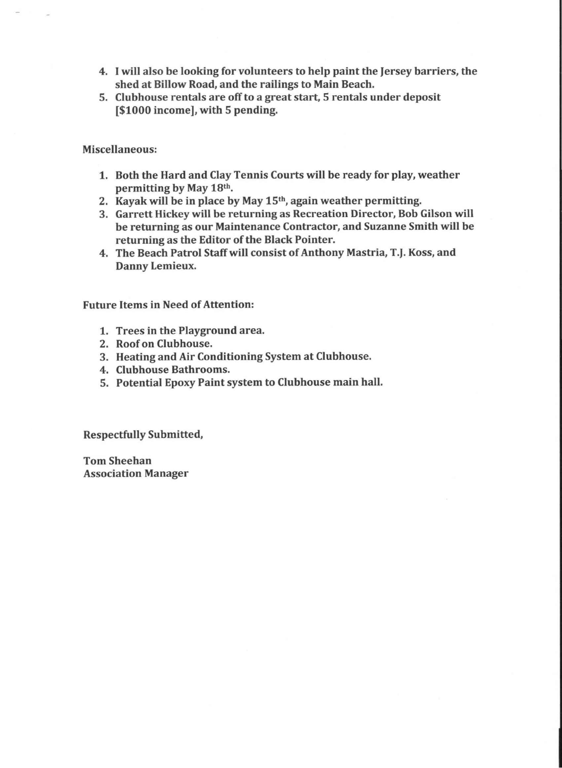4. **I will also be looking for volunteers to help paint the Jersey barriers, the shed at Billow Road, and the railings to Main Beach.**
5. **Clubhouse rentals are off to a great start, 5 rentals under deposit [$1000 income], with 5 pending.**

**Miscellaneous:**

1. **Both the Hard and Clay Tennis Courts will be ready for play, weather permitting by May 18th.**
2. **Kayak will be in place by May 15th, again weather permitting.**
3. **Garrett Hickey will be returning as Recreation Director, Bob Gilson will be returning as our Maintenance Contractor, and Suzanne Smith will be returning as the Editor of the Black Pointer.**
4. **The Beach Patrol Staff will consist of Anthony Mastria, T.J. Koss, and Danny Lemieux.**

**Future Items in Need of Attention:**

1. **Trees in the Playground area.**
2. **Roof on Clubhouse.**
3. **Heating and Air Conditioning System at Clubhouse.**
4. **Clubhouse Bathrooms.**
5. **Potential Epoxy Paint system to Clubhouse main hall.**

**Respectfully Submitted,**

**Tom Sheehan**
**Association Manager**